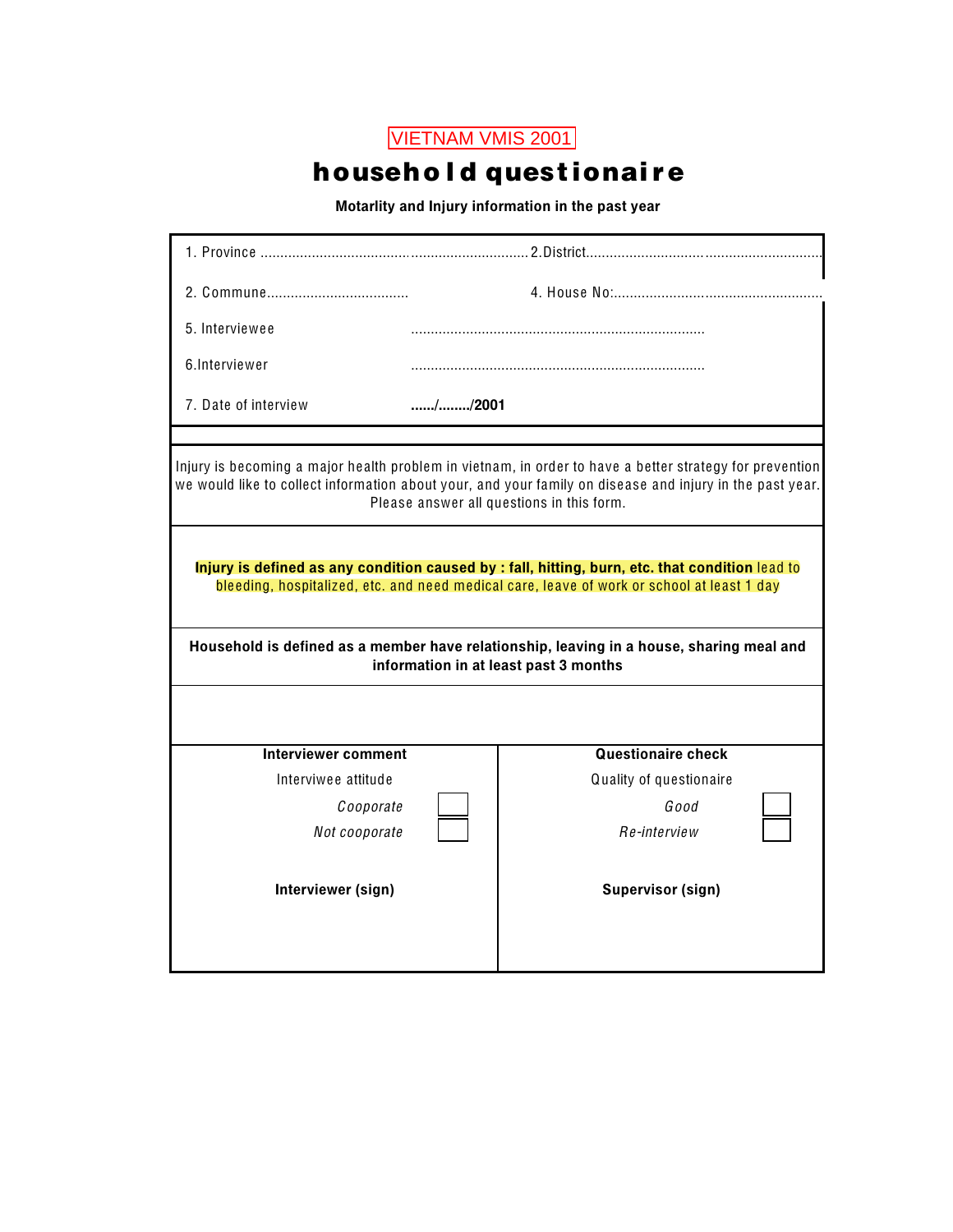VIETNAM VMIS 2001

# household questionaire

**Motarlity and Injury information in the past year**

1. Province .................................................................. 2.District...........................................................

2. Commune.................................... 4. House No:.....................................................

5. Interviewee ..........................................................................

6.Interviewer ..........................................................................

7. Date of interview **....../......../2001**

Injury is becoming a major health problem in vietnam, in order to have a better strategy for prevention we would like to collect information about your, and your family on disease and injury in the past year. Please answer all questions in this form.

**Injury is defined as any condition caused by : fall, hitting, burn, etc. that condition** lead to bleeding, hospitalized, etc. and need medical care, leave of work or school at least 1 day

**Household is defined as a member have relationship, leaving in a house, sharing meal and information in at least past 3 months**

| **Interviewer comment** | | **Questionaire check** | |
|---|---|---|---|
| Interviwee attitude | | Quality of questionaire | |
| *Cooporate* | ☐ | *Good* | ☐ |
| *Not cooporate* | ☐ | *Re-interview* | ☐ |
| **Interviewer (sign)** | | **Supervisor (sign)** | |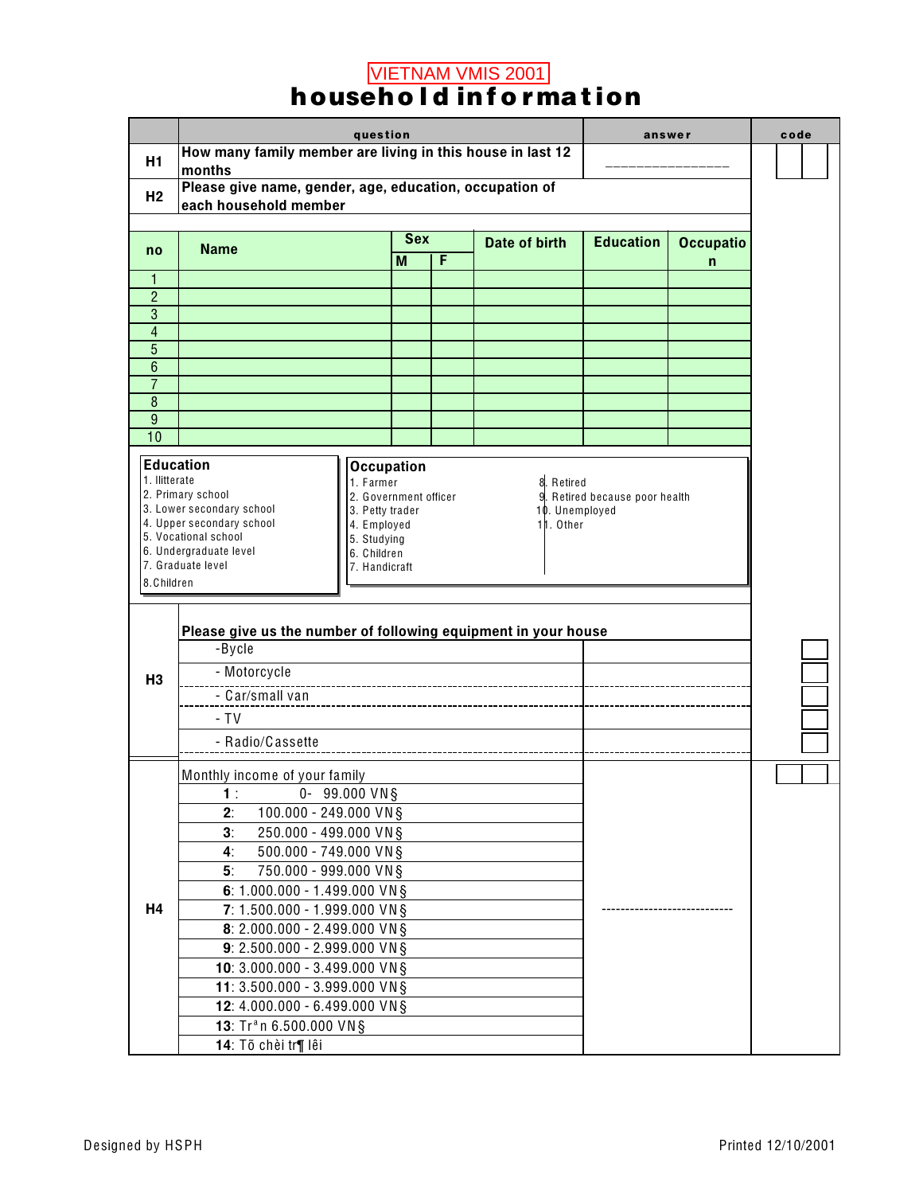VIETNAM VMIS 2001

# household information

| | question | answer | code |
|---|---|---|---|
| H1 | How many family member are living in this house in last 12 months | _______________ | |
| H2 | Please give name, gender, age, education, occupation of each household member | | |

| no | Name | Sex M | Sex F | Date of birth | Education | Occupation |
|---|---|---|---|---|---|---|
| 1 | | | | | | |
| 2 | | | | | | |
| 3 | | | | | | |
| 4 | | | | | | |
| 5 | | | | | | |
| 6 | | | | | | |
| 7 | | | | | | |
| 8 | | | | | | |
| 9 | | | | | | |
| 10 | | | | | | |

**Education**
1. Iliterate
2. Primary school
3. Lower secondary school
4. Upper secondary school
5. Vocational school
6. Undergraduate level
7. Graduate level
8. Children

**Occupation**
1. Farmer
2. Government officer
3. Petty trader
4. Employed
5. Studying
6. Children
7. Handicraft
8. Retired
9. Retired because poor health
10. Unemployed
11. Other

| | question | answer | code |
|---|---|---|---|
| H3 | Please give us the number of following equipment in your house | | |
| | -Bycle | | |
| | - Motorcycle | | |
| | - Car/small van | | |
| | - TV | | |
| | - Radio/Cassette | | |
| H4 | Monthly income of your family | ---------------------------- | |
| | **1** : 0- 99.000 VN§ | | |
| | **2**: 100.000 - 249.000 VN§ | | |
| | **3**: 250.000 - 499.000 VN§ | | |
| | **4**: 500.000 - 749.000 VN§ | | |
| | **5**: 750.000 - 999.000 VN§ | | |
| | **6**: 1.000.000 - 1.499.000 VN§ | | |
| | **7**: 1.500.000 - 1.999.000 VN§ | | |
| | **8**: 2.000.000 - 2.499.000 VN§ | | |
| | **9**: 2.500.000 - 2.999.000 VN§ | | |
| | **10**: 3.000.000 - 3.499.000 VN§ | | |
| | **11**: 3.500.000 - 3.999.000 VN§ | | |
| | **12**: 4.000.000 - 6.499.000 VN§ | | |
| | **13**: Trªn 6.500.000 VN§ | | |
| | **14**: Tõ chèi tr¶ lêi | | |

Designed by HSPH

Printed 12/10/2001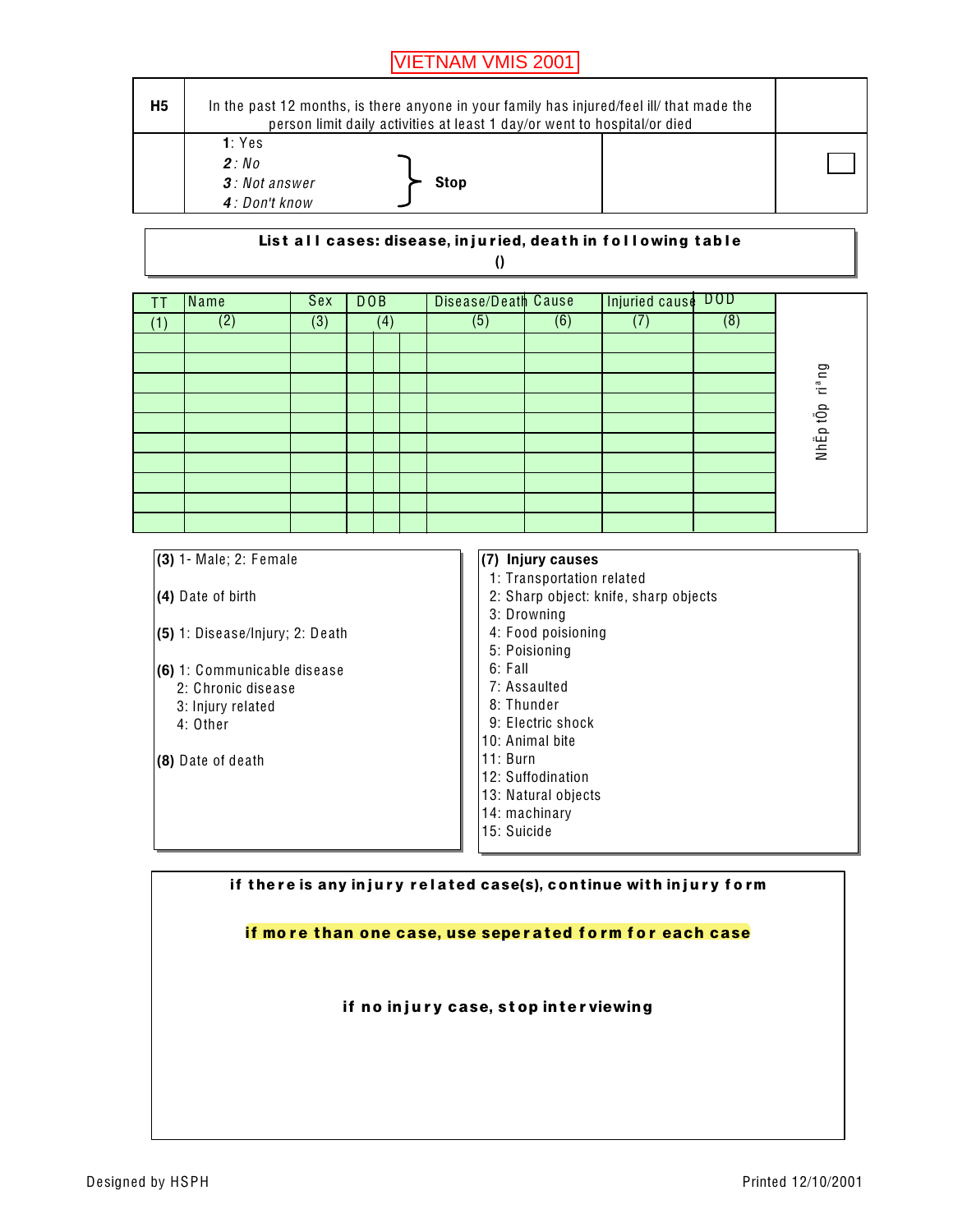VIETNAM VMIS 2001

| H5 | In the past 12 months, is there anyone in your family has injured/feel ill/ that made the person limit daily activities at least 1 day/or went to hospital/or died | | |
|---|---|---|---|
| | **1**: Yes<br>***2**: No*<br>***3**: Not answer*<br>***4**: Don't know* } **Stop** | | ☐ |

**List all cases: disease, injuried, death in following table**

**()**

| TT | Name | Sex | DOB | | | Disease/Death | Cause | Injuried cause | DOD | |
|---|---|---|---|---|---|---|---|---|---|---|
| (1) | (2) | (3) | (4) | | | (5) | (6) | (7) | (8) | NhËp tÕp ri¹ng |
| | | | | | | | | | | |
| | | | | | | | | | | |
| | | | | | | | | | | |
| | | | | | | | | | | |
| | | | | | | | | | | |
| | | | | | | | | | | |
| | | | | | | | | | | |
| | | | | | | | | | | |
| | | | | | | | | | | |
| | | | | | | | | | | |

**(3)** 1- Male; 2: Female

**(4)** Date of birth

**(5)** 1: Disease/Injury; 2: Death

**(6)** 1: Communicable disease
2: Chronic disease
3: Injury related
4: Other

**(8)** Date of death

**(7) Injury causes**
1: Transportation related
2: Sharp object: knife, sharp objects
3: Drowning
4: Food poisioning
5: Poisioning
6: Fall
7: Assaulted
8: Thunder
9: Electric shock
10: Animal bite
11: Burn
12: Suffodination
13: Natural objects
14: machinary
15: Suicide

**if there is any injury related case(s), continue with injury form**

**if more than one case, use seperated form for each case**

**if no injury case, stop interviewing**

Designed by HSPH

Printed 12/10/2001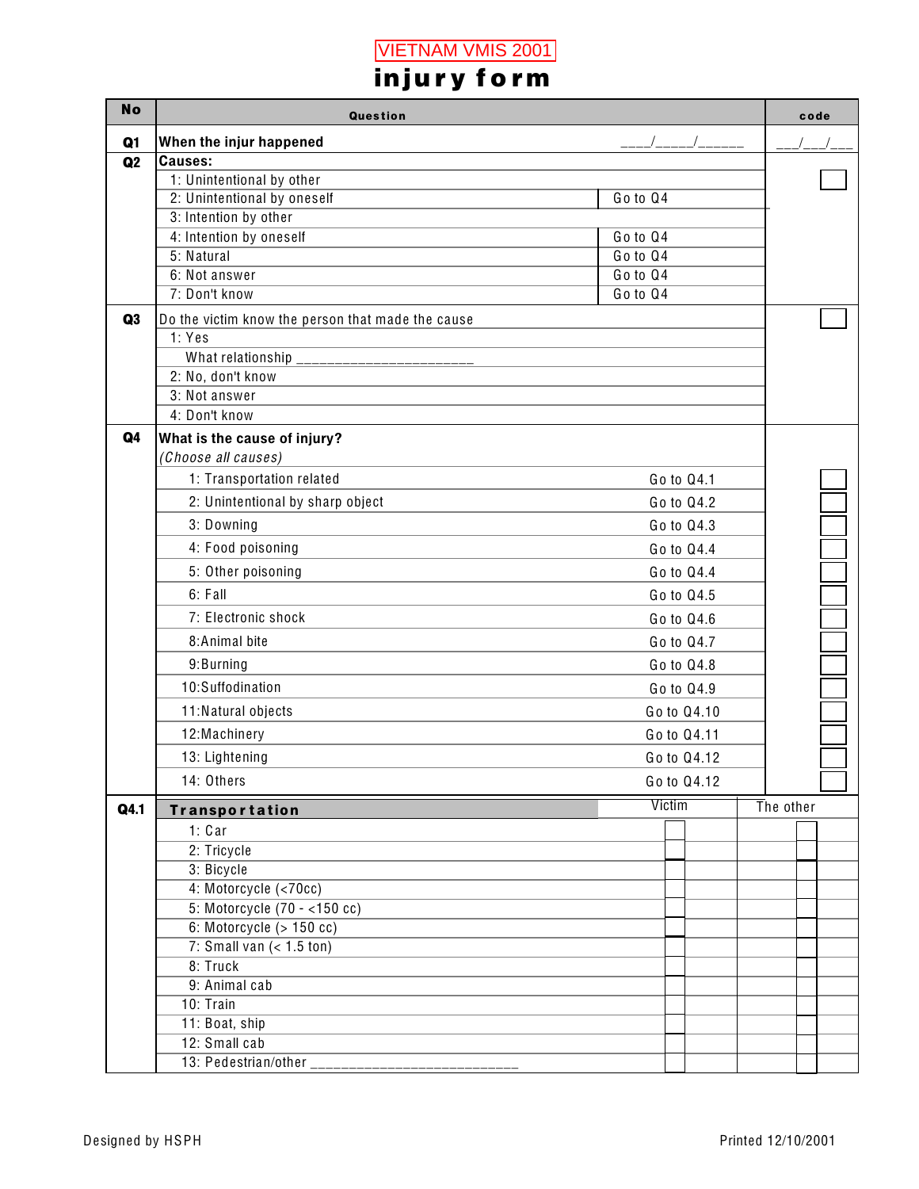VIETNAM VMIS 2001

# injury form

| No | Question | | code |
|---|---|---|---|
| Q1 | **When the injur happened** | ____/_____/______ | ___/___/___ |
| Q2 | **Causes:** | | ☐ |
| | 1: Unintentional by other | | |
| | 2: Unintentional by oneself | Go to Q4 | |
| | 3: Intention by other | | |
| | 4: Intention by oneself | Go to Q4 | |
| | 5: Natural | Go to Q4 | |
| | 6: Not answer | Go to Q4 | |
| | 7: Don't know | Go to Q4 | |
| Q3 | Do the victim know the person that made the cause | | ☐ |
| | 1: Yes | | |
| | What relationship ______________________ | | |
| | 2: No, don't know | | |
| | 3: Not answer | | |
| | 4: Don't know | | |
| Q4 | **What is the cause of injury?** | | |
| | *(Choose all causes)* | | |
| | 1: Transportation related | Go to Q4.1 | ☐ |
| | 2: Unintentional by sharp object | Go to Q4.2 | ☐ |
| | 3: Downing | Go to Q4.3 | ☐ |
| | 4: Food poisoning | Go to Q4.4 | ☐ |
| | 5: Other poisoning | Go to Q4.4 | ☐ |
| | 6: Fall | Go to Q4.5 | ☐ |
| | 7: Electronic shock | Go to Q4.6 | ☐ |
| | 8:Animal bite | Go to Q4.7 | ☐ |
| | 9:Burning | Go to Q4.8 | ☐ |
| | 10:Suffodination | Go to Q4.9 | ☐ |
| | 11:Natural objects | Go to Q4.10 | ☐ |
| | 12:Machinery | Go to Q4.11 | ☐ |
| | 13: Lightening | Go to Q4.12 | ☐ |
| | 14: Others | Go to Q4.12 | ☐ |

| Q4.1 | **Transportation** | Victim | The other |
|---|---|---|---|
| | 1: Car | ☐ | ☐ |
| | 2: Tricycle | ☐ | ☐ |
| | 3: Bicycle | ☐ | ☐ |
| | 4: Motorcycle (<70cc) | ☐ | ☐ |
| | 5: Motorcycle (70 - <150 cc) | ☐ | ☐ |
| | 6: Motorcycle (> 150 cc) | ☐ | ☐ |
| | 7: Small van (< 1.5 ton) | ☐ | ☐ |
| | 8: Truck | ☐ | ☐ |
| | 9: Animal cab | ☐ | ☐ |
| | 10: Train | ☐ | ☐ |
| | 11: Boat, ship | ☐ | ☐ |
| | 12: Small cab | ☐ | ☐ |
| | 13: Pedestrian/other __________________________ | ☐ | ☐ |

Designed by HSPH

Printed 12/10/2001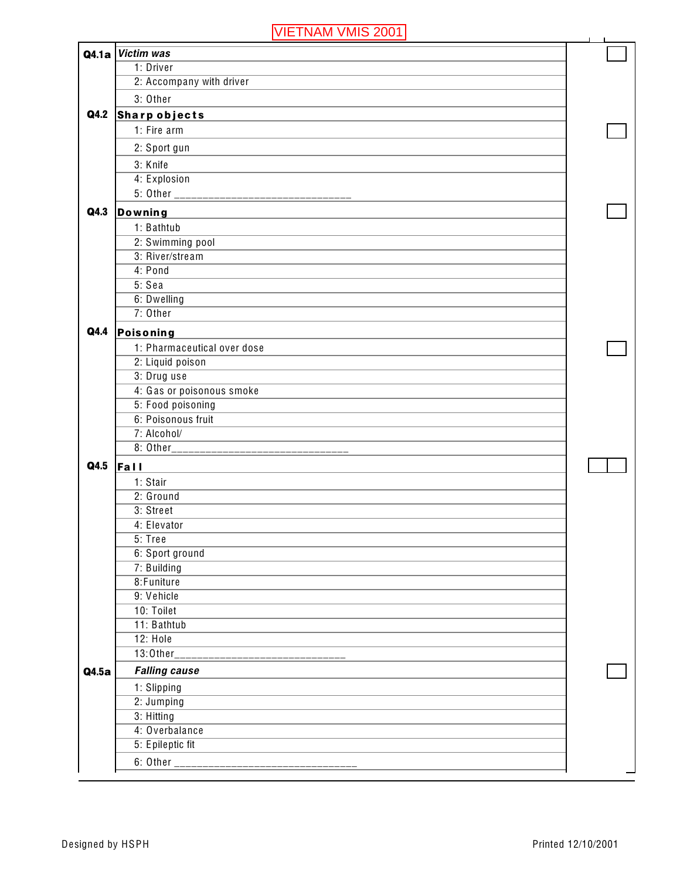VIETNAM VMIS 2001

| | | |
|---|---|---|
| **Q4.1a** | ***Victim was*** | ☐ |
| | 1: Driver | |
| | 2: Accompany with driver | |
| | 3: Other | |
| **Q4.2** | **Sharp objects** | |
| | 1: Fire arm | ☐ |
| | 2: Sport gun | |
| | 3: Knife | |
| | 4: Explosion | |
| | 5: Other ______________________________ | |
| **Q4.3** | **Downing** | ☐ |
| | 1: Bathtub | |
| | 2: Swimming pool | |
| | 3: River/stream | |
| | 4: Pond | |
| | 5: Sea | |
| | 6: Dwelling | |
| | 7: Other | |
| **Q4.4** | **Poisoning** | |
| | 1: Pharmaceutical over dose | ☐ |
| | 2: Liquid poison | |
| | 3: Drug use | |
| | 4: Gas or poisonous smoke | |
| | 5: Food poisoning | |
| | 6: Poisonous fruit | |
| | 7: Alcohol/ | |
| | 8: Other______________________________ | |
| **Q4.5** | **Fall** | ☐☐ |
| | 1: Stair | |
| | 2: Ground | |
| | 3: Street | |
| | 4: Elevator | |
| | 5: Tree | |
| | 6: Sport ground | |
| | 7: Building | |
| | 8:Funiture | |
| | 9: Vehicle | |
| | 10: Toilet | |
| | 11: Bathtub | |
| | 12: Hole | |
| | 13:Other____________________________ | |
| **Q4.5a** | ***Falling cause*** | ☐ |
| | 1: Slipping | |
| | 2: Jumping | |
| | 3: Hitting | |
| | 4: Overbalance | |
| | 5: Epileptic fit | |
| | 6: Other ______________________________ | |

Designed by HSPH

Printed 12/10/2001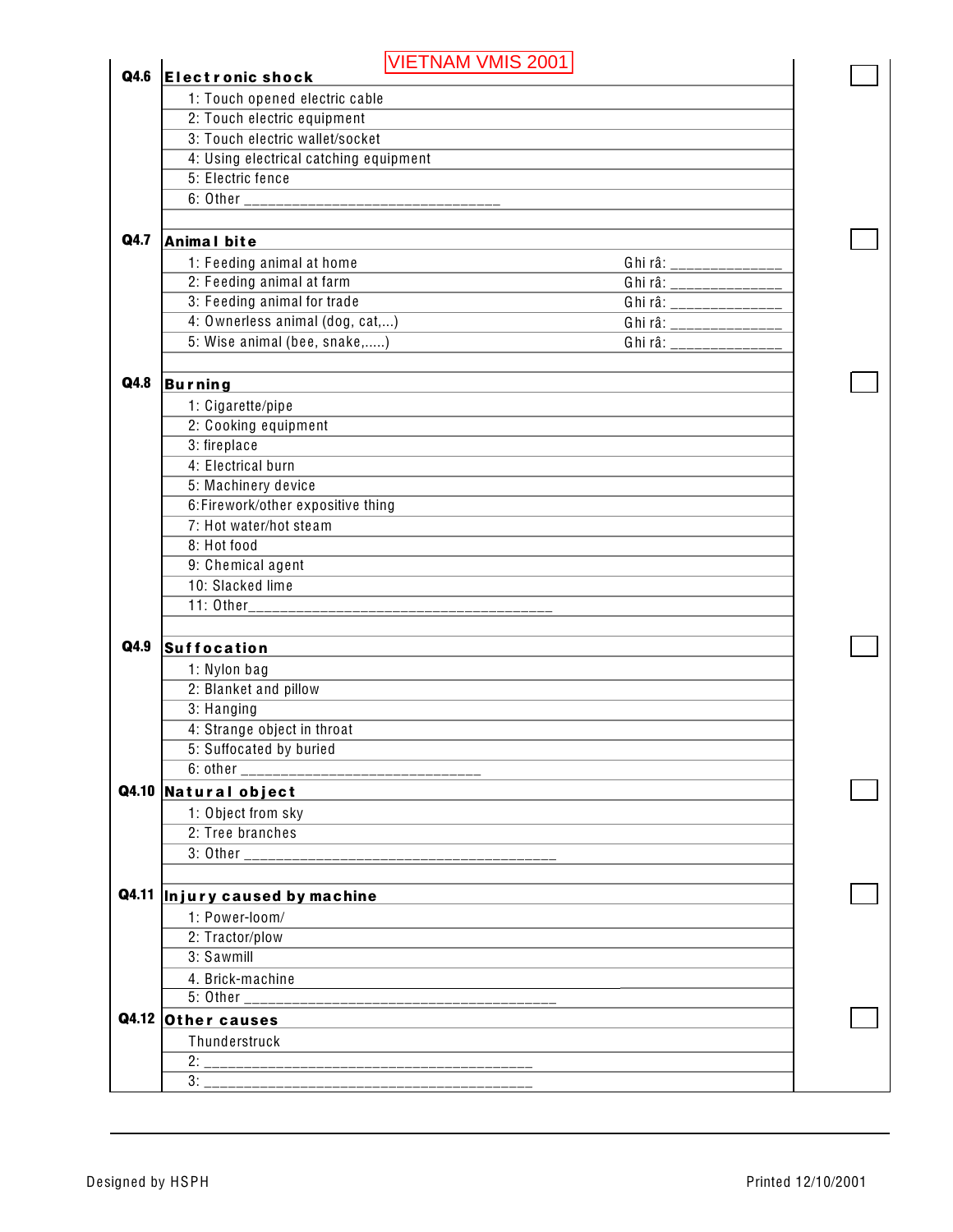VIETNAM VMIS 2001

| | | | |
|---|---|---|---|
| **Q4.6** | **Electronic shock** | | ☐ |
| | 1: Touch opened electric cable | | |
| | 2: Touch electric equipment | | |
| | 3: Touch electric wallet/socket | | |
| | 4: Using electrical catching equipment | | |
| | 5: Electric fence | | |
| | 6: Other ______________________________ | | |
| **Q4.7** | **Animal bite** | | ☐ |
| | 1: Feeding animal at home | Ghi râ: _____________ | |
| | 2: Feeding animal at farm | Ghi râ: _____________ | |
| | 3: Feeding animal for trade | Ghi râ: _____________ | |
| | 4: Ownerless animal (dog, cat,...) | Ghi râ: _____________ | |
| | 5: Wise animal (bee, snake,.....) | Ghi râ: _____________ | |
| **Q4.8** | **Burning** | | ☐ |
| | 1: Cigarette/pipe | | |
| | 2: Cooking equipment | | |
| | 3: fireplace | | |
| | 4: Electrical burn | | |
| | 5: Machinery device | | |
| | 6:Firework/other expositive thing | | |
| | 7: Hot water/hot steam | | |
| | 8: Hot food | | |
| | 9: Chemical agent | | |
| | 10: Slacked lime | | |
| | 11: Other___________________________________ | | |
| **Q4.9** | **Suffocation** | | ☐ |
| | 1: Nylon bag | | |
| | 2: Blanket and pillow | | |
| | 3: Hanging | | |
| | 4: Strange object in throat | | |
| | 5: Suffocated by buried | | |
| | 6: other ____________________________ | | |
| **Q4.10** | **Natural object** | | ☐ |
| | 1: Object from sky | | |
| | 2: Tree branches | | |
| | 3: Other ____________________________________ | | |
| **Q4.11** | **Injury caused by machine** | | ☐ |
| | 1: Power-loom/ | | |
| | 2: Tractor/plow | | |
| | 3: Sawmill | | |
| | 4. Brick-machine | | |
| | 5: Other ____________________________________ | | |
| **Q4.12** | **Other causes** | | ☐ |
| | Thunderstruck | | |
| | 2: ______________________________________ | | |
| | 3: ______________________________________ | | |

Designed by HSPH

Printed 12/10/2001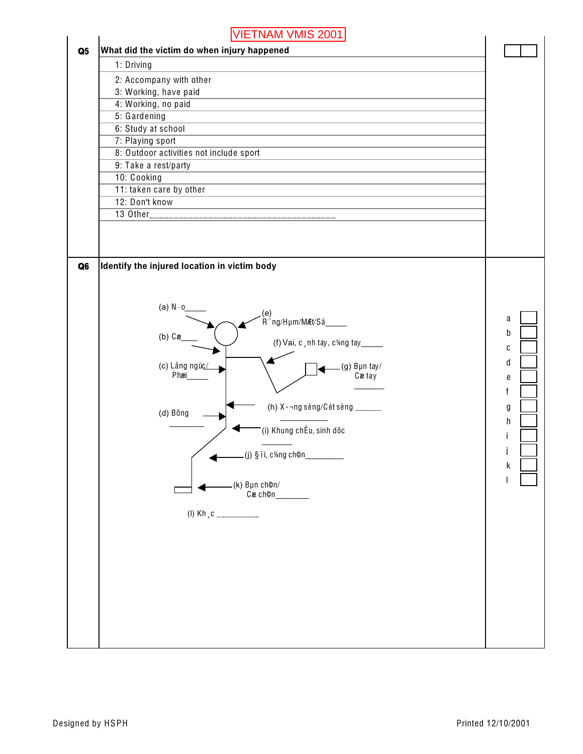VIETNAM VMIS 2001

**Q5** **What did the victim do when injury happened**

1: Driving
2: Accompany with other
3: Working, have paid
4: Working, no paid
5: Gardening
6: Study at school
7: Playing sport
8: Outdoor activities not include sport
9: Take a rest/party
10: Cooking
11: taken care by other
12: Don't know
13 Other_____________________________________

**Q6** **Identify the injured location in victim body**

(a) N·o_____

(b) Cæ____

(c) Lång ngùc/ Phæi_____

(d) Bông ________

(e) R¨ng/Hµm/MÆt/Sä_____

(f) Vai, c¸nh tay, c¼ng tay_____

(g) Bµn tay/ Cæ tay _______

(h) X-¬ng sèng/Cét sèng ______ ___________

(i) Khung chËu, sinh dôc _______

(j) §ïi, c¼ng ch©n_________

(k) Bµn ch©n/ Cæ ch©n________

(l) Kh¸c __________

a
b
c
d
e
f
g
h
i
j
k
l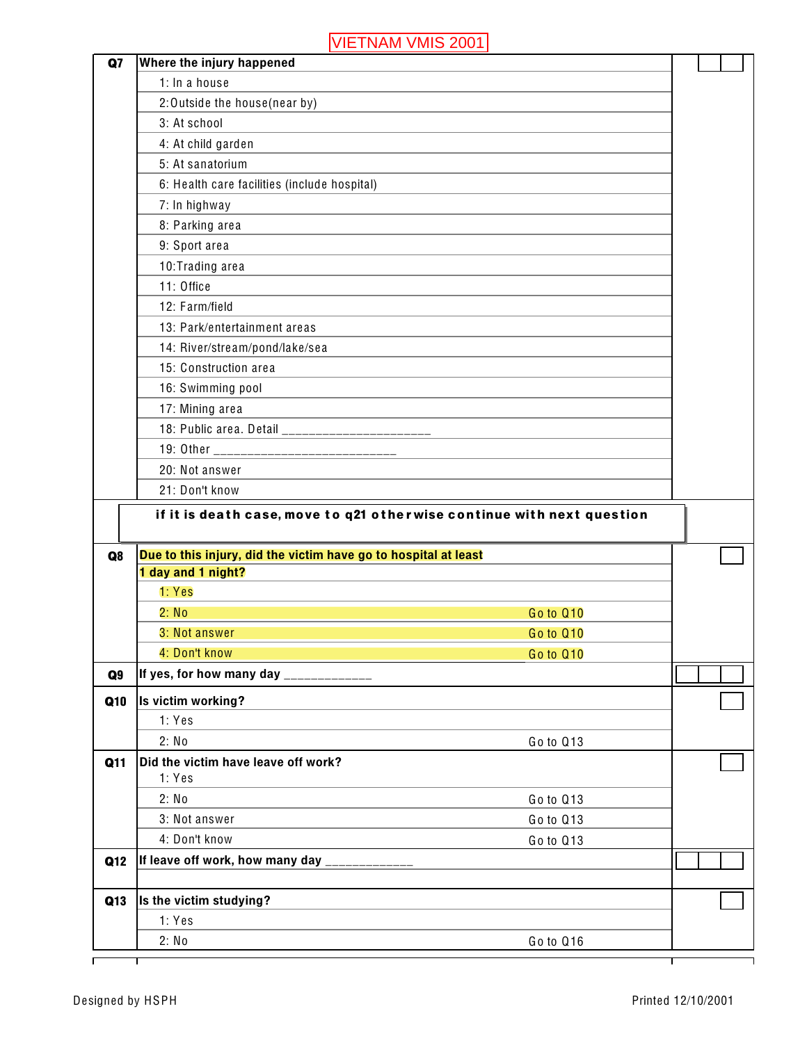VIETNAM VMIS 2001

| | | |
|---|---|---|
| **Q7** | **Where the injury happened** | |
| | 1: In a house | |
| | 2:Outside the house(near by) | |
| | 3: At school | |
| | 4: At child garden | |
| | 5: At sanatorium | |
| | 6: Health care facilities (include hospital) | |
| | 7: In highway | |
| | 8: Parking area | |
| | 9: Sport area | |
| | 10:Trading area | |
| | 11: Office | |
| | 12: Farm/field | |
| | 13: Park/entertainment areas | |
| | 14: River/stream/pond/lake/sea | |
| | 15: Construction area | |
| | 16: Swimming pool | |
| | 17: Mining area | |
| | 18: Public area. Detail ______________________ | |
| | 19: Other ___________________________ | |
| | 20: Not answer | |
| | 21: Don't know | |

**if it is death case, move to q21 otherwise continue with next question**

| | | | |
|---|---|---|---|
| **Q8** | **Due to this injury, did the victim have go to hospital at least 1 day and 1 night?** | | |
| | 1: Yes | | |
| | 2: No | Go to Q10 | |
| | 3: Not answer | Go to Q10 | |
| | 4: Don't know | Go to Q10 | |
| **Q9** | **If yes, for how many day** _____________ | | |
| **Q10** | **Is victim working?** | | |
| | 1: Yes | | |
| | 2: No | Go to Q13 | |
| **Q11** | **Did the victim have leave off work?** | | |
| | 1: Yes | | |
| | 2: No | Go to Q13 | |
| | 3: Not answer | Go to Q13 | |
| | 4: Don't know | Go to Q13 | |
| **Q12** | **If leave off work, how many day** _____________ | | |
| **Q13** | **Is the victim studying?** | | |
| | 1: Yes | | |
| | 2: No | Go to Q16 | |

Designed by HSPH

Printed 12/10/2001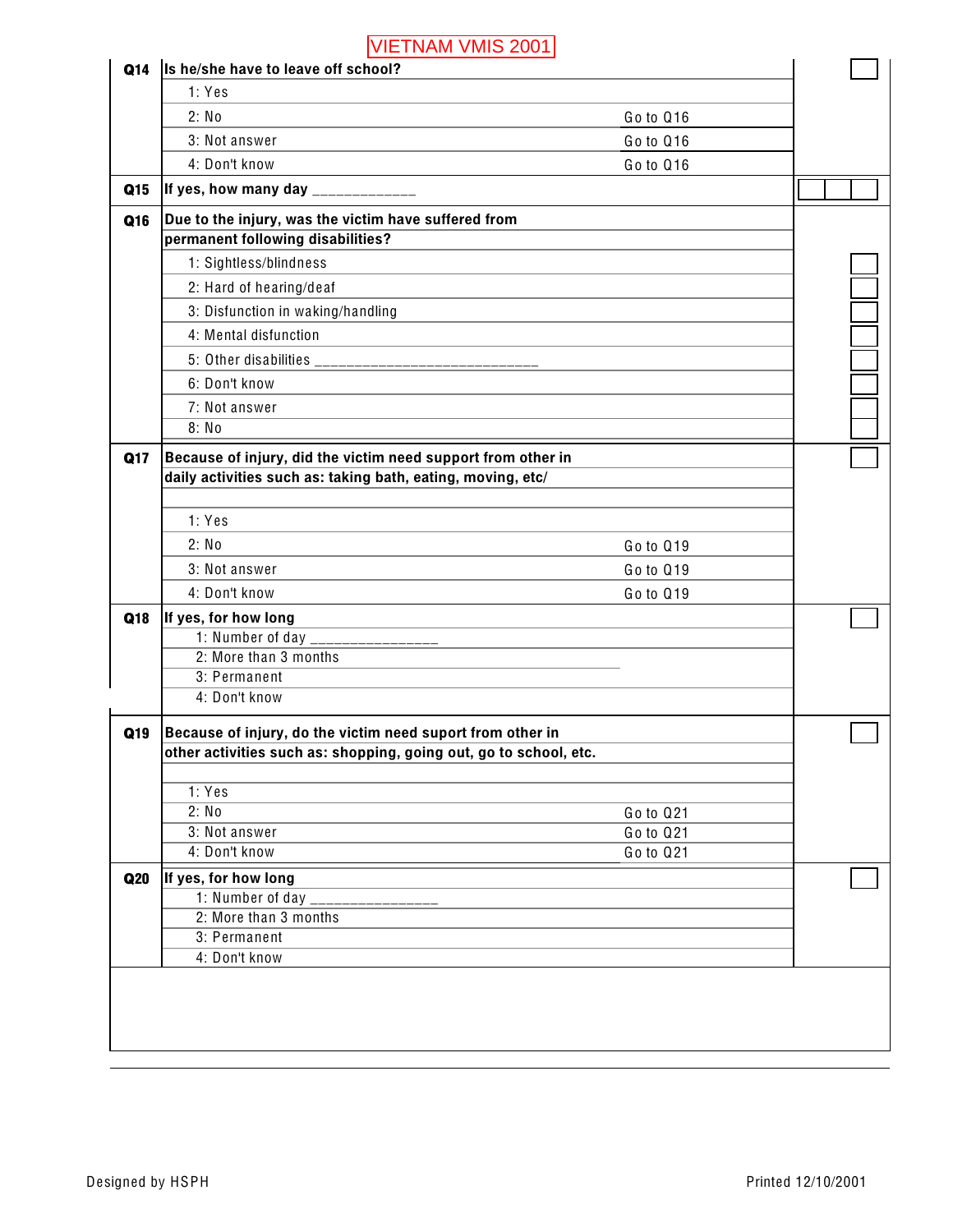VIETNAM VMIS 2001

| | | | |
|---|---|---|---|
| **Q14** | **Is he/she have to leave off school?** | | |
| | 1: Yes | | |
| | 2: No | Go to Q16 | |
| | 3: Not answer | Go to Q16 | |
| | 4: Don't know | Go to Q16 | |
| **Q15** | **If yes, how many day ____________** | | |
| **Q16** | **Due to the injury, was the victim have suffered from permanent following disabilities?** | | |
| | 1: Sightless/blindness | | |
| | 2: Hard of hearing/deaf | | |
| | 3: Disfunction in waking/handling | | |
| | 4: Mental disfunction | | |
| | 5: Other disabilities ___________________________ | | |
| | 6: Don't know | | |
| | 7: Not answer | | |
| | 8: No | | |
| **Q17** | **Because of injury, did the victim need support from other in daily activities such as: taking bath, eating, moving, etc/** | | |
| | 1: Yes | | |
| | 2: No | Go to Q19 | |
| | 3: Not answer | Go to Q19 | |
| | 4: Don't know | Go to Q19 | |
| **Q18** | **If yes, for how long** | | |
| | 1: Number of day _______________ | | |
| | 2: More than 3 months | | |
| | 3: Permanent | | |
| | 4: Don't know | | |
| **Q19** | **Because of injury, do the victim need suport from other in other activities such as: shopping, going out, go to school, etc.** | | |
| | 1: Yes | | |
| | 2: No | Go to Q21 | |
| | 3: Not answer | Go to Q21 | |
| | 4: Don't know | Go to Q21 | |
| **Q20** | **If yes, for how long** | | |
| | 1: Number of day _______________ | | |
| | 2: More than 3 months | | |
| | 3: Permanent | | |
| | 4: Don't know | | |

Designed by HSPH

Printed 12/10/2001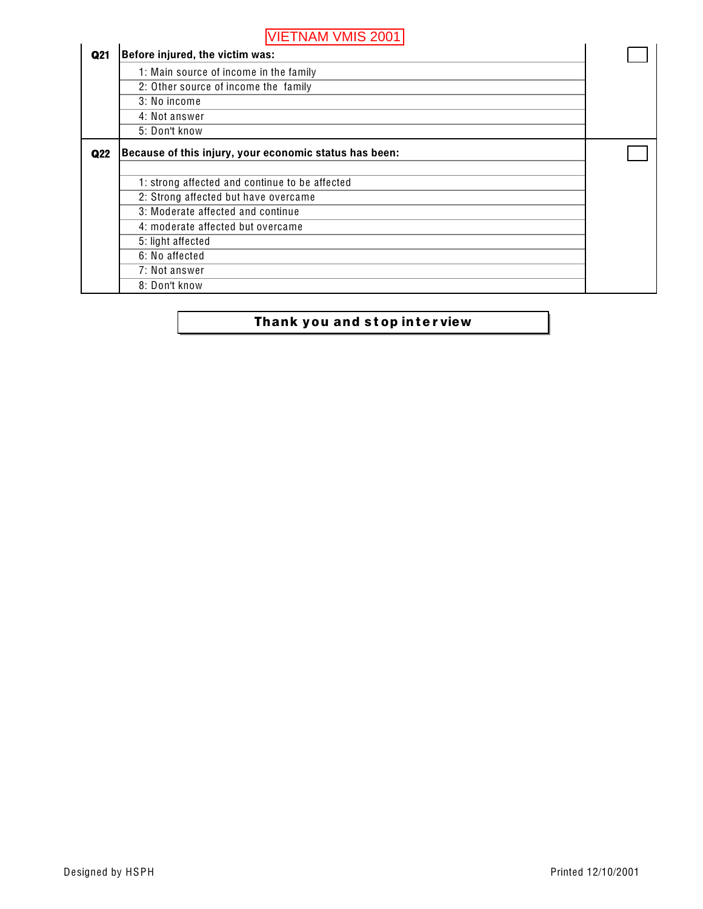VIETNAM VMIS 2001

| | | |
|---|---|---|
| **Q21** | **Before injured, the victim was:** | ☐ |
| | 1: Main source of income in the family | |
| | 2: Other source of income the family | |
| | 3: No income | |
| | 4: Not answer | |
| | 5: Don't know | |
| **Q22** | **Because of this injury, your economic status has been:** | ☐ |
| | | |
| | 1: strong affected and continue to be affected | |
| | 2: Strong affected but have overcame | |
| | 3: Moderate affected and continue | |
| | 4: moderate affected but overcame | |
| | 5: light affected | |
| | 6: No affected | |
| | 7: Not answer | |
| | 8: Don't know | |

**Thank you and stop interview**

Designed by HSPH

Printed 12/10/2001